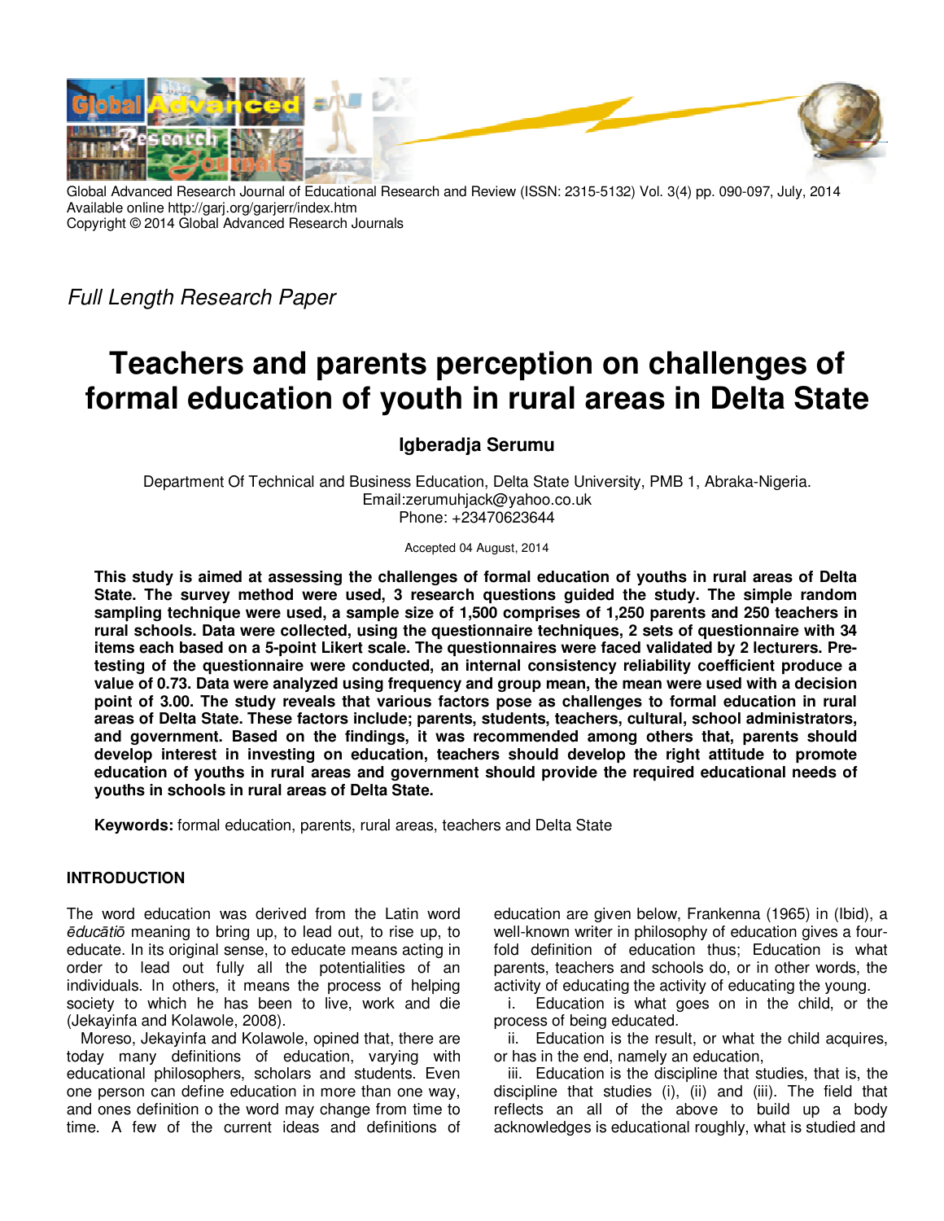Global Advanced Research Journal of Educational Research and Review (ISSN: 2315-5132) Vol. 3(4) pp. 090-097, July, 2014
Available online http://garj.org/garjerr/index.htm
Copyright © 2014 Global Advanced Research Journals

*Full Length Research Paper*

# Teachers and parents perception on challenges of formal education of youth in rural areas in Delta State

## Igberadja Serumu

Department Of Technical and Business Education, Delta State University, PMB 1, Abraka-Nigeria.
Email:zerumuhjack@yahoo.co.uk
Phone: +23470623644

Accepted 04 August, 2014

**This study is aimed at assessing the challenges of formal education of youths in rural areas of Delta State. The survey method were used, 3 research questions guided the study. The simple random sampling technique were used, a sample size of 1,500 comprises of 1,250 parents and 250 teachers in rural schools. Data were collected, using the questionnaire techniques, 2 sets of questionnaire with 34 items each based on a 5-point Likert scale. The questionnaires were faced validated by 2 lecturers. Pre-testing of the questionnaire were conducted, an internal consistency reliability coefficient produce a value of 0.73. Data were analyzed using frequency and group mean, the mean were used with a decision point of 3.00. The study reveals that various factors pose as challenges to formal education in rural areas of Delta State. These factors include; parents, students, teachers, cultural, school administrators, and government. Based on the findings, it was recommended among others that, parents should develop interest in investing on education, teachers should develop the right attitude to promote education of youths in rural areas and government should provide the required educational needs of youths in schools in rural areas of Delta State.**

**Keywords:** formal education, parents, rural areas, teachers and Delta State

## INTRODUCTION

The word education was derived from the Latin word *ēducātiō* meaning to bring up, to lead out, to rise up, to educate. In its original sense, to educate means acting in order to lead out fully all the potentialities of an individuals. In others, it means the process of helping society to which he has been to live, work and die (Jekayinfa and Kolawole, 2008).

Moreso, Jekayinfa and Kolawole, opined that, there are today many definitions of education, varying with educational philosophers, scholars and students. Even one person can define education in more than one way, and ones definition o the word may change from time to time. A few of the current ideas and definitions of education are given below, Frankenna (1965) in (Ibid), a well-known writer in philosophy of education gives a four-fold definition of education thus; Education is what parents, teachers and schools do, or in other words, the activity of educating the activity of educating the young.

i. Education is what goes on in the child, or the process of being educated.

ii. Education is the result, or what the child acquires, or has in the end, namely an education,

iii. Education is the discipline that studies, that is, the discipline that studies (i), (ii) and (iii). The field that reflects an all of the above to build up a body acknowledges is educational roughly, what is studied and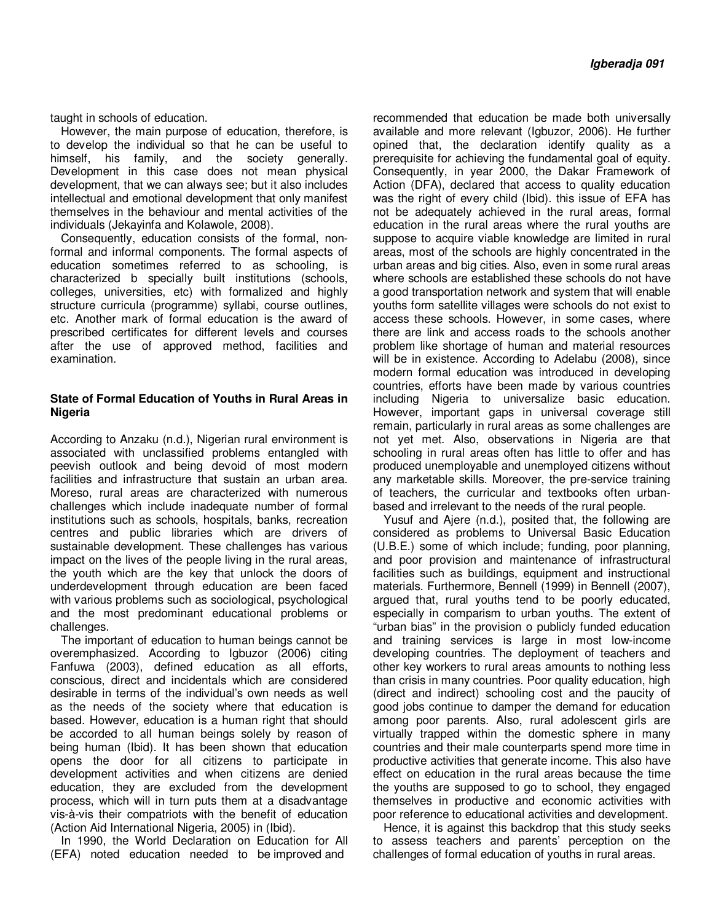taught in schools of education.

However, the main purpose of education, therefore, is to develop the individual so that he can be useful to himself, his family, and the society generally. Development in this case does not mean physical development, that we can always see; but it also includes intellectual and emotional development that only manifest themselves in the behaviour and mental activities of the individuals (Jekayinfa and Kolawole, 2008).

Consequently, education consists of the formal, non-formal and informal components. The formal aspects of education sometimes referred to as schooling, is characterized b specially built institutions (schools, colleges, universities, etc) with formalized and highly structure curricula (programme) syllabi, course outlines, etc. Another mark of formal education is the award of prescribed certificates for different levels and courses after the use of approved method, facilities and examination.

### State of Formal Education of Youths in Rural Areas in Nigeria

According to Anzaku (n.d.), Nigerian rural environment is associated with unclassified problems entangled with peevish outlook and being devoid of most modern facilities and infrastructure that sustain an urban area. Moreso, rural areas are characterized with numerous challenges which include inadequate number of formal institutions such as schools, hospitals, banks, recreation centres and public libraries which are drivers of sustainable development. These challenges has various impact on the lives of the people living in the rural areas, the youth which are the key that unlock the doors of underdevelopment through education are been faced with various problems such as sociological, psychological and the most predominant educational problems or challenges.

The important of education to human beings cannot be overemphasized. According to Igbuzor (2006) citing Fanfuwa (2003), defined education as all efforts, conscious, direct and incidentals which are considered desirable in terms of the individual's own needs as well as the needs of the society where that education is based. However, education is a human right that should be accorded to all human beings solely by reason of being human (Ibid). It has been shown that education opens the door for all citizens to participate in development activities and when citizens are denied education, they are excluded from the development process, which will in turn puts them at a disadvantage vis-à-vis their compatriots with the benefit of education (Action Aid International Nigeria, 2005) in (Ibid).

In 1990, the World Declaration on Education for All (EFA) noted education needed to be improved and recommended that education be made both universally available and more relevant (Igbuzor, 2006). He further opined that, the declaration identify quality as a prerequisite for achieving the fundamental goal of equity. Consequently, in year 2000, the Dakar Framework of Action (DFA), declared that access to quality education was the right of every child (Ibid). this issue of EFA has not be adequately achieved in the rural areas, formal education in the rural areas where the rural youths are suppose to acquire viable knowledge are limited in rural areas, most of the schools are highly concentrated in the urban areas and big cities. Also, even in some rural areas where schools are established these schools do not have a good transportation network and system that will enable youths form satellite villages were schools do not exist to access these schools. However, in some cases, where there are link and access roads to the schools another problem like shortage of human and material resources will be in existence. According to Adelabu (2008), since modern formal education was introduced in developing countries, efforts have been made by various countries including Nigeria to universalize basic education. However, important gaps in universal coverage still remain, particularly in rural areas as some challenges are not yet met. Also, observations in Nigeria are that schooling in rural areas often has little to offer and has produced unemployable and unemployed citizens without any marketable skills. Moreover, the pre-service training of teachers, the curricular and textbooks often urban-based and irrelevant to the needs of the rural people.

Yusuf and Ajere (n.d.), posited that, the following are considered as problems to Universal Basic Education (U.B.E.) some of which include; funding, poor planning, and poor provision and maintenance of infrastructural facilities such as buildings, equipment and instructional materials. Furthermore, Bennell (1999) in Bennell (2007), argued that, rural youths tend to be poorly educated, especially in comparism to urban youths. The extent of "urban bias" in the provision o publicly funded education and training services is large in most low-income developing countries. The deployment of teachers and other key workers to rural areas amounts to nothing less than crisis in many countries. Poor quality education, high (direct and indirect) schooling cost and the paucity of good jobs continue to damper the demand for education among poor parents. Also, rural adolescent girls are virtually trapped within the domestic sphere in many countries and their male counterparts spend more time in productive activities that generate income. This also have effect on education in the rural areas because the time the youths are supposed to go to school, they engaged themselves in productive and economic activities with poor reference to educational activities and development.

Hence, it is against this backdrop that this study seeks to assess teachers and parents' perception on the challenges of formal education of youths in rural areas.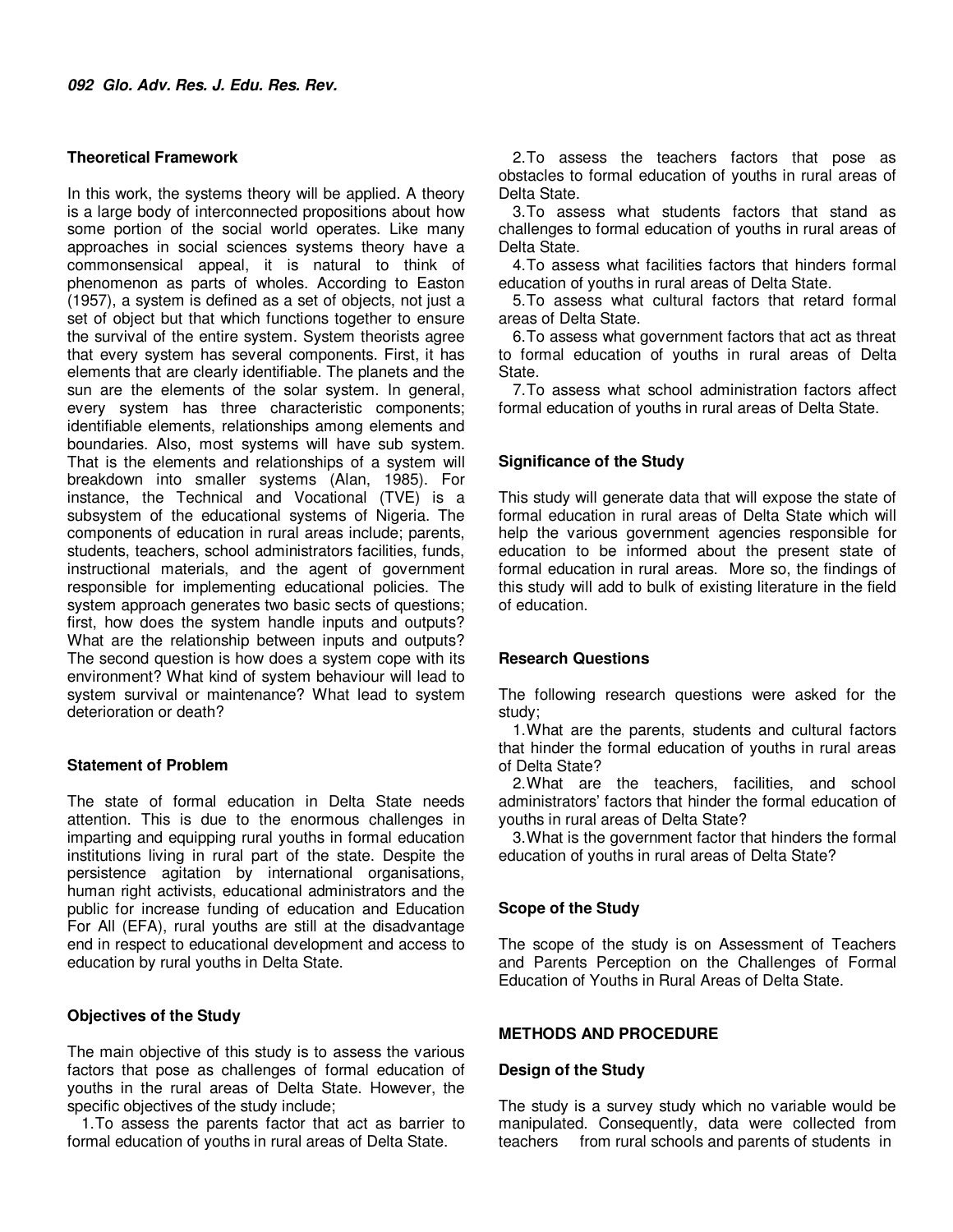### Theoretical Framework

In this work, the systems theory will be applied. A theory is a large body of interconnected propositions about how some portion of the social world operates. Like many approaches in social sciences systems theory have a commonsensical appeal, it is natural to think of phenomenon as parts of wholes. According to Easton (1957), a system is defined as a set of objects, not just a set of object but that which functions together to ensure the survival of the entire system. System theorists agree that every system has several components. First, it has elements that are clearly identifiable. The planets and the sun are the elements of the solar system. In general, every system has three characteristic components; identifiable elements, relationships among elements and boundaries. Also, most systems will have sub system. That is the elements and relationships of a system will breakdown into smaller systems (Alan, 1985). For instance, the Technical and Vocational (TVE) is a subsystem of the educational systems of Nigeria. The components of education in rural areas include; parents, students, teachers, school administrators facilities, funds, instructional materials, and the agent of government responsible for implementing educational policies. The system approach generates two basic sects of questions; first, how does the system handle inputs and outputs? What are the relationship between inputs and outputs? The second question is how does a system cope with its environment? What kind of system behaviour will lead to system survival or maintenance? What lead to system deterioration or death?

### Statement of Problem

The state of formal education in Delta State needs attention. This is due to the enormous challenges in imparting and equipping rural youths in formal education institutions living in rural part of the state. Despite the persistence agitation by international organisations, human right activists, educational administrators and the public for increase funding of education and Education For All (EFA), rural youths are still at the disadvantage end in respect to educational development and access to education by rural youths in Delta State.

### Objectives of the Study

The main objective of this study is to assess the various factors that pose as challenges of formal education of youths in the rural areas of Delta State. However, the specific objectives of the study include;

1. To assess the parents factor that act as barrier to formal education of youths in rural areas of Delta State.
2. To assess the teachers factors that pose as obstacles to formal education of youths in rural areas of Delta State.
3. To assess what students factors that stand as challenges to formal education of youths in rural areas of Delta State.
4. To assess what facilities factors that hinders formal education of youths in rural areas of Delta State.
5. To assess what cultural factors that retard formal areas of Delta State.
6. To assess what government factors that act as threat to formal education of youths in rural areas of Delta State.
7. To assess what school administration factors affect formal education of youths in rural areas of Delta State.

### Significance of the Study

This study will generate data that will expose the state of formal education in rural areas of Delta State which will help the various government agencies responsible for education to be informed about the present state of formal education in rural areas. More so, the findings of this study will add to bulk of existing literature in the field of education.

### Research Questions

The following research questions were asked for the study;

1. What are the parents, students and cultural factors that hinder the formal education of youths in rural areas of Delta State?
2. What are the teachers, facilities, and school administrators' factors that hinder the formal education of youths in rural areas of Delta State?
3. What is the government factor that hinders the formal education of youths in rural areas of Delta State?

### Scope of the Study

The scope of the study is on Assessment of Teachers and Parents Perception on the Challenges of Formal Education of Youths in Rural Areas of Delta State.

## METHODS AND PROCEDURE

### Design of the Study

The study is a survey study which no variable would be manipulated. Consequently, data were collected from teachers from rural schools and parents of students in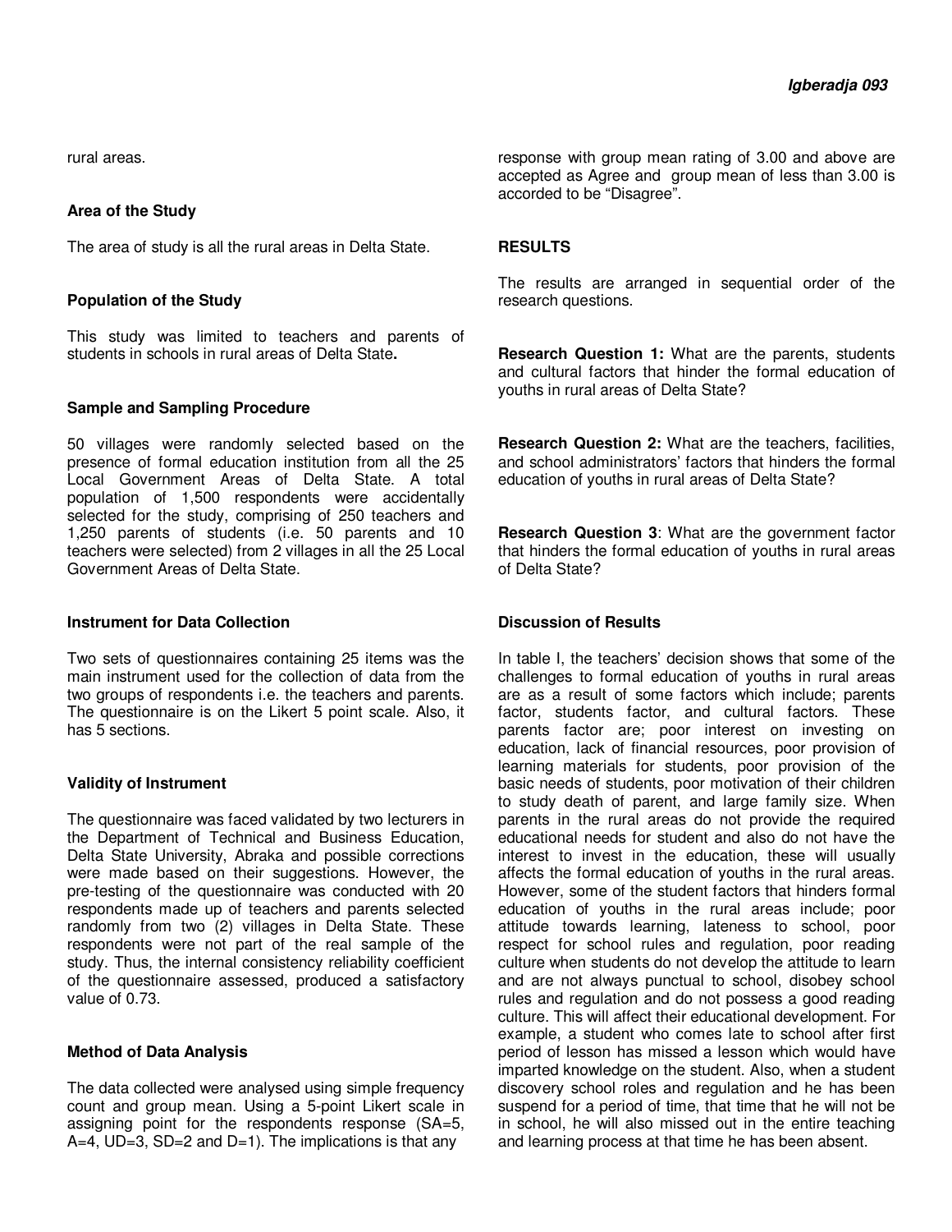rural areas.

### Area of the Study

The area of study is all the rural areas in Delta State.

### Population of the Study

This study was limited to teachers and parents of students in schools in rural areas of Delta State**.**

### Sample and Sampling Procedure

50 villages were randomly selected based on the presence of formal education institution from all the 25 Local Government Areas of Delta State. A total population of 1,500 respondents were accidentally selected for the study, comprising of 250 teachers and 1,250 parents of students (i.e. 50 parents and 10 teachers were selected) from 2 villages in all the 25 Local Government Areas of Delta State.

### Instrument for Data Collection

Two sets of questionnaires containing 25 items was the main instrument used for the collection of data from the two groups of respondents i.e. the teachers and parents. The questionnaire is on the Likert 5 point scale. Also, it has 5 sections.

### Validity of Instrument

The questionnaire was faced validated by two lecturers in the Department of Technical and Business Education, Delta State University, Abraka and possible corrections were made based on their suggestions. However, the pre-testing of the questionnaire was conducted with 20 respondents made up of teachers and parents selected randomly from two (2) villages in Delta State. These respondents were not part of the real sample of the study. Thus, the internal consistency reliability coefficient of the questionnaire assessed, produced a satisfactory value of 0.73.

### Method of Data Analysis

The data collected were analysed using simple frequency count and group mean. Using a 5-point Likert scale in assigning point for the respondents response (SA=5, A=4, UD=3, SD=2 and D=1). The implications is that any response with group mean rating of 3.00 and above are accepted as Agree and group mean of less than 3.00 is accorded to be "Disagree".

## RESULTS

The results are arranged in sequential order of the research questions.

**Research Question 1:** What are the parents, students and cultural factors that hinder the formal education of youths in rural areas of Delta State?

**Research Question 2:** What are the teachers, facilities, and school administrators' factors that hinders the formal education of youths in rural areas of Delta State?

**Research Question 3**: What are the government factor that hinders the formal education of youths in rural areas of Delta State?

### Discussion of Results

In table I, the teachers' decision shows that some of the challenges to formal education of youths in rural areas are as a result of some factors which include; parents factor, students factor, and cultural factors. These parents factor are; poor interest on investing on education, lack of financial resources, poor provision of learning materials for students, poor provision of the basic needs of students, poor motivation of their children to study death of parent, and large family size. When parents in the rural areas do not provide the required educational needs for student and also do not have the interest to invest in the education, these will usually affects the formal education of youths in the rural areas. However, some of the student factors that hinders formal education of youths in the rural areas include; poor attitude towards learning, lateness to school, poor respect for school rules and regulation, poor reading culture when students do not develop the attitude to learn and are not always punctual to school, disobey school rules and regulation and do not possess a good reading culture. This will affect their educational development. For example, a student who comes late to school after first period of lesson has missed a lesson which would have imparted knowledge on the student. Also, when a student discovery school roles and regulation and he has been suspend for a period of time, that time that he will not be in school, he will also missed out in the entire teaching and learning process at that time he has been absent.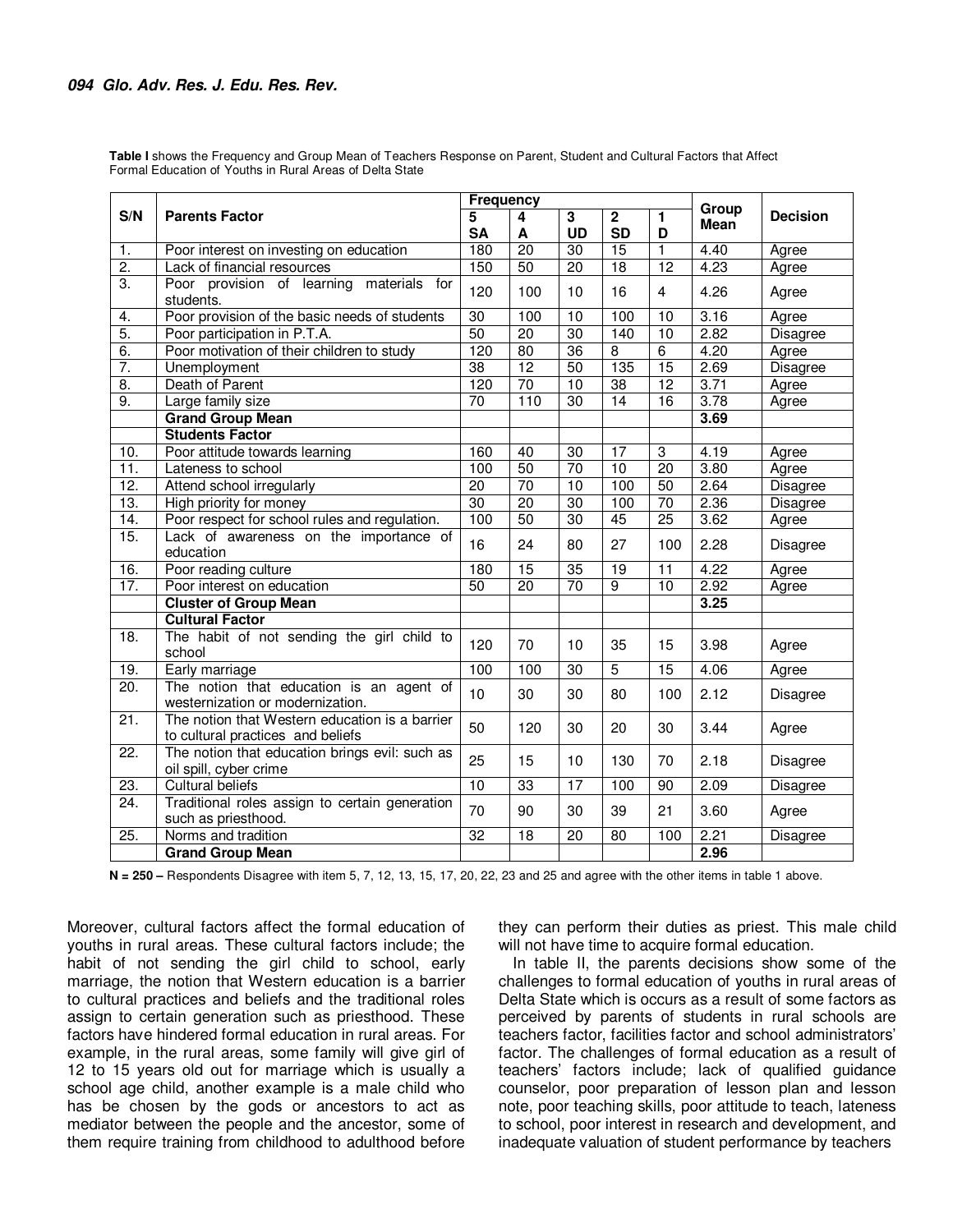**Table I** shows the Frequency and Group Mean of Teachers Response on Parent, Student and Cultural Factors that Affect Formal Education of Youths in Rural Areas of Delta State

| S/N | Parents Factor | Frequency | | | | | Group Mean | Decision |
|---|---|---|---|---|---|---|---|---|
| | | 5 SA | 4 A | 3 UD | 2 SD | 1 D | | |
| 1. | Poor interest on investing on education | 180 | 20 | 30 | 15 | 1 | 4.40 | Agree |
| 2. | Lack of financial resources | 150 | 50 | 20 | 18 | 12 | 4.23 | Agree |
| 3. | Poor provision of learning materials for students. | 120 | 100 | 10 | 16 | 4 | 4.26 | Agree |
| 4. | Poor provision of the basic needs of students | 30 | 100 | 10 | 100 | 10 | 3.16 | Agree |
| 5. | Poor participation in P.T.A. | 50 | 20 | 30 | 140 | 10 | 2.82 | Disagree |
| 6. | Poor motivation of their children to study | 120 | 80 | 36 | 8 | 6 | 4.20 | Agree |
| 7. | Unemployment | 38 | 12 | 50 | 135 | 15 | 2.69 | Disagree |
| 8. | Death of Parent | 120 | 70 | 10 | 38 | 12 | 3.71 | Agree |
| 9. | Large family size | 70 | 110 | 30 | 14 | 16 | 3.78 | Agree |
| | **Grand Group Mean** | | | | | | **3.69** | |
| | **Students Factor** | | | | | | | |
| 10. | Poor attitude towards learning | 160 | 40 | 30 | 17 | 3 | 4.19 | Agree |
| 11. | Lateness to school | 100 | 50 | 70 | 10 | 20 | 3.80 | Agree |
| 12. | Attend school irregularly | 20 | 70 | 10 | 100 | 50 | 2.64 | Disagree |
| 13. | High priority for money | 30 | 20 | 30 | 100 | 70 | 2.36 | Disagree |
| 14. | Poor respect for school rules and regulation. | 100 | 50 | 30 | 45 | 25 | 3.62 | Agree |
| 15. | Lack of awareness on the importance of education | 16 | 24 | 80 | 27 | 100 | 2.28 | Disagree |
| 16. | Poor reading culture | 180 | 15 | 35 | 19 | 11 | 4.22 | Agree |
| 17. | Poor interest on education | 50 | 20 | 70 | 9 | 10 | 2.92 | Agree |
| | **Cluster of Group Mean** | | | | | | **3.25** | |
| | **Cultural Factor** | | | | | | | |
| 18. | The habit of not sending the girl child to school | 120 | 70 | 10 | 35 | 15 | 3.98 | Agree |
| 19. | Early marriage | 100 | 100 | 30 | 5 | 15 | 4.06 | Agree |
| 20. | The notion that education is an agent of westernization or modernization. | 10 | 30 | 30 | 80 | 100 | 2.12 | Disagree |
| 21. | The notion that Western education is a barrier to cultural practices and beliefs | 50 | 120 | 30 | 20 | 30 | 3.44 | Agree |
| 22. | The notion that education brings evil: such as oil spill, cyber crime | 25 | 15 | 10 | 130 | 70 | 2.18 | Disagree |
| 23. | Cultural beliefs | 10 | 33 | 17 | 100 | 90 | 2.09 | Disagree |
| 24. | Traditional roles assign to certain generation such as priesthood. | 70 | 90 | 30 | 39 | 21 | 3.60 | Agree |
| 25. | Norms and tradition | 32 | 18 | 20 | 80 | 100 | 2.21 | Disagree |
| | **Grand Group Mean** | | | | | | **2.96** | |

**N = 250 –** Respondents Disagree with item 5, 7, 12, 13, 15, 17, 20, 22, 23 and 25 and agree with the other items in table 1 above.

Moreover, cultural factors affect the formal education of youths in rural areas. These cultural factors include; the habit of not sending the girl child to school, early marriage, the notion that Western education is a barrier to cultural practices and beliefs and the traditional roles assign to certain generation such as priesthood. These factors have hindered formal education in rural areas. For example, in the rural areas, some family will give girl of 12 to 15 years old out for marriage which is usually a school age child, another example is a male child who has be chosen by the gods or ancestors to act as mediator between the people and the ancestor, some of them require training from childhood to adulthood before they can perform their duties as priest. This male child will not have time to acquire formal education.

In table II, the parents decisions show some of the challenges to formal education of youths in rural areas of Delta State which is occurs as a result of some factors as perceived by parents of students in rural schools are teachers factor, facilities factor and school administrators' factor. The challenges of formal education as a result of teachers' factors include; lack of qualified guidance counselor, poor preparation of lesson plan and lesson note, poor teaching skills, poor attitude to teach, lateness to school, poor interest in research and development, and inadequate valuation of student performance by teachers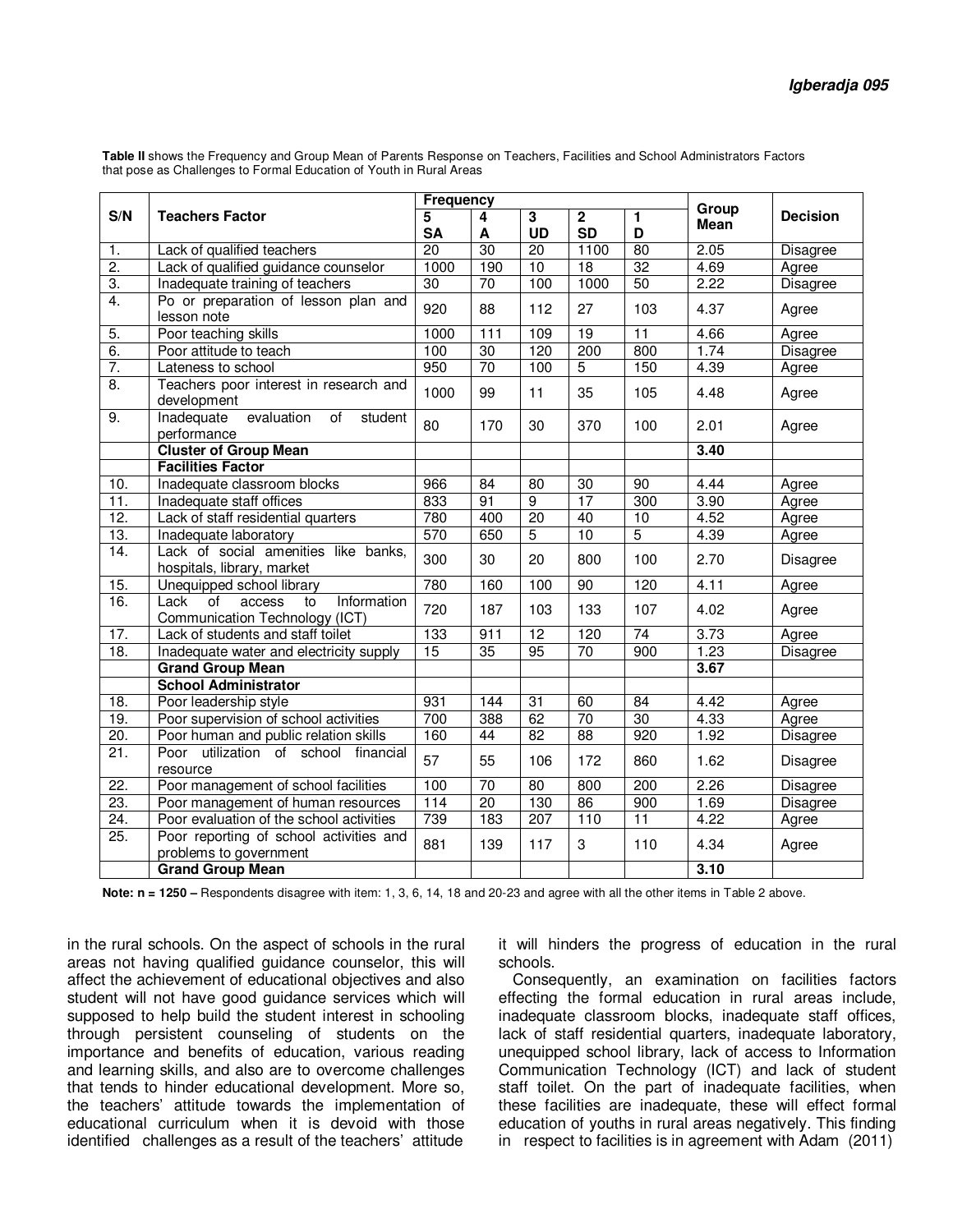**Table II** shows the Frequency and Group Mean of Parents Response on Teachers, Facilities and School Administrators Factors that pose as Challenges to Formal Education of Youth in Rural Areas

| S/N | Teachers Factor | Frequency | | | | | Group Mean | Decision |
|---|---|---|---|---|---|---|---|---|
| | | 5 SA | 4 A | 3 UD | 2 SD | 1 D | | |
| 1. | Lack of qualified teachers | 20 | 30 | 20 | 1100 | 80 | 2.05 | Disagree |
| 2. | Lack of qualified guidance counselor | 1000 | 190 | 10 | 18 | 32 | 4.69 | Agree |
| 3. | Inadequate training of teachers | 30 | 70 | 100 | 1000 | 50 | 2.22 | Disagree |
| 4. | Po or preparation of lesson plan and lesson note | 920 | 88 | 112 | 27 | 103 | 4.37 | Agree |
| 5. | Poor teaching skills | 1000 | 111 | 109 | 19 | 11 | 4.66 | Agree |
| 6. | Poor attitude to teach | 100 | 30 | 120 | 200 | 800 | 1.74 | Disagree |
| 7. | Lateness to school | 950 | 70 | 100 | 5 | 150 | 4.39 | Agree |
| 8. | Teachers poor interest in research and development | 1000 | 99 | 11 | 35 | 105 | 4.48 | Agree |
| 9. | Inadequate evaluation of student performance | 80 | 170 | 30 | 370 | 100 | 2.01 | Agree |
| | **Cluster of Group Mean** | | | | | | **3.40** | |
| | **Facilities Factor** | | | | | | | |
| 10. | Inadequate classroom blocks | 966 | 84 | 80 | 30 | 90 | 4.44 | Agree |
| 11. | Inadequate staff offices | 833 | 91 | 9 | 17 | 300 | 3.90 | Agree |
| 12. | Lack of staff residential quarters | 780 | 400 | 20 | 40 | 10 | 4.52 | Agree |
| 13. | Inadequate laboratory | 570 | 650 | 5 | 10 | 5 | 4.39 | Agree |
| 14. | Lack of social amenities like banks, hospitals, library, market | 300 | 30 | 20 | 800 | 100 | 2.70 | Disagree |
| 15. | Unequipped school library | 780 | 160 | 100 | 90 | 120 | 4.11 | Agree |
| 16. | Lack of access to Information Communication Technology (ICT) | 720 | 187 | 103 | 133 | 107 | 4.02 | Agree |
| 17. | Lack of students and staff toilet | 133 | 911 | 12 | 120 | 74 | 3.73 | Agree |
| 18. | Inadequate water and electricity supply | 15 | 35 | 95 | 70 | 900 | 1.23 | Disagree |
| | **Grand Group Mean** | | | | | | **3.67** | |
| | **School Administrator** | | | | | | | |
| 18. | Poor leadership style | 931 | 144 | 31 | 60 | 84 | 4.42 | Agree |
| 19. | Poor supervision of school activities | 700 | 388 | 62 | 70 | 30 | 4.33 | Agree |
| 20. | Poor human and public relation skills | 160 | 44 | 82 | 88 | 920 | 1.92 | Disagree |
| 21. | Poor utilization of school financial resource | 57 | 55 | 106 | 172 | 860 | 1.62 | Disagree |
| 22. | Poor management of school facilities | 100 | 70 | 80 | 800 | 200 | 2.26 | Disagree |
| 23. | Poor management of human resources | 114 | 20 | 130 | 86 | 900 | 1.69 | Disagree |
| 24. | Poor evaluation of the school activities | 739 | 183 | 207 | 110 | 11 | 4.22 | Agree |
| 25. | Poor reporting of school activities and problems to government | 881 | 139 | 117 | 3 | 110 | 4.34 | Agree |
| | **Grand Group Mean** | | | | | | **3.10** | |

**Note: n = 1250 –** Respondents disagree with item: 1, 3, 6, 14, 18 and 20-23 and agree with all the other items in Table 2 above.

in the rural schools. On the aspect of schools in the rural areas not having qualified guidance counselor, this will affect the achievement of educational objectives and also student will not have good guidance services which will supposed to help build the student interest in schooling through persistent counseling of students on the importance and benefits of education, various reading and learning skills, and also are to overcome challenges that tends to hinder educational development. More so, the teachers' attitude towards the implementation of educational curriculum when it is devoid with those identified challenges as a result of the teachers' attitude it will hinders the progress of education in the rural schools.

Consequently, an examination on facilities factors effecting the formal education in rural areas include, inadequate classroom blocks, inadequate staff offices, lack of staff residential quarters, inadequate laboratory, unequipped school library, lack of access to Information Communication Technology (ICT) and lack of student staff toilet. On the part of inadequate facilities, when these facilities are inadequate, these will effect formal education of youths in rural areas negatively. This finding in respect to facilities is in agreement with Adam (2011)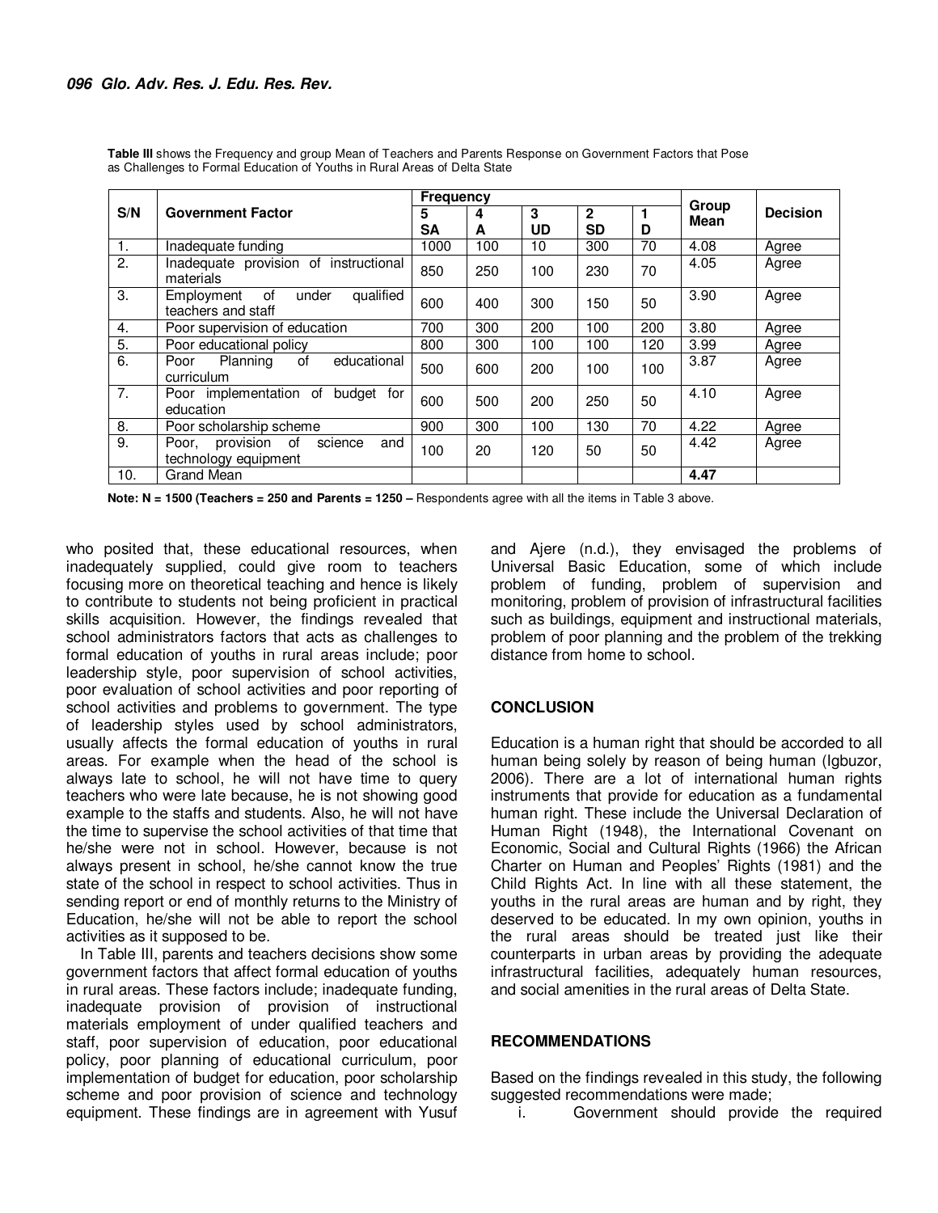**Table III** shows the Frequency and group Mean of Teachers and Parents Response on Government Factors that Pose as Challenges to Formal Education of Youths in Rural Areas of Delta State

| S/N | Government Factor | Frequency | | | | | Group Mean | Decision |
|---|---|---|---|---|---|---|---|---|
| | | 5 SA | 4 A | 3 UD | 2 SD | 1 D | | |
| 1. | Inadequate funding | 1000 | 100 | 10 | 300 | 70 | 4.08 | Agree |
| 2. | Inadequate provision of instructional materials | 850 | 250 | 100 | 230 | 70 | 4.05 | Agree |
| 3. | Employment of under qualified teachers and staff | 600 | 400 | 300 | 150 | 50 | 3.90 | Agree |
| 4. | Poor supervision of education | 700 | 300 | 200 | 100 | 200 | 3.80 | Agree |
| 5. | Poor educational policy | 800 | 300 | 100 | 100 | 120 | 3.99 | Agree |
| 6. | Poor Planning of educational curriculum | 500 | 600 | 200 | 100 | 100 | 3.87 | Agree |
| 7. | Poor implementation of budget for education | 600 | 500 | 200 | 250 | 50 | 4.10 | Agree |
| 8. | Poor scholarship scheme | 900 | 300 | 100 | 130 | 70 | 4.22 | Agree |
| 9. | Poor, provision of science and technology equipment | 100 | 20 | 120 | 50 | 50 | 4.42 | Agree |
| 10. | Grand Mean | | | | | | **4.47** | |

**Note: N = 1500 (Teachers = 250 and Parents = 1250 –** Respondents agree with all the items in Table 3 above.

who posited that, these educational resources, when inadequately supplied, could give room to teachers focusing more on theoretical teaching and hence is likely to contribute to students not being proficient in practical skills acquisition. However, the findings revealed that school administrators factors that acts as challenges to formal education of youths in rural areas include; poor leadership style, poor supervision of school activities, poor evaluation of school activities and poor reporting of school activities and problems to government. The type of leadership styles used by school administrators, usually affects the formal education of youths in rural areas. For example when the head of the school is always late to school, he will not have time to query teachers who were late because, he is not showing good example to the staffs and students. Also, he will not have the time to supervise the school activities of that time that he/she were not in school. However, because is not always present in school, he/she cannot know the true state of the school in respect to school activities. Thus in sending report or end of monthly returns to the Ministry of Education, he/she will not be able to report the school activities as it supposed to be.

In Table III, parents and teachers decisions show some government factors that affect formal education of youths in rural areas. These factors include; inadequate funding, inadequate provision of provision of instructional materials employment of under qualified teachers and staff, poor supervision of education, poor educational policy, poor planning of educational curriculum, poor implementation of budget for education, poor scholarship scheme and poor provision of science and technology equipment. These findings are in agreement with Yusuf and Ajere (n.d.), they envisaged the problems of Universal Basic Education, some of which include problem of funding, problem of supervision and monitoring, problem of provision of infrastructural facilities such as buildings, equipment and instructional materials, problem of poor planning and the problem of the trekking distance from home to school.

## CONCLUSION

Education is a human right that should be accorded to all human being solely by reason of being human (Igbuzor, 2006). There are a lot of international human rights instruments that provide for education as a fundamental human right. These include the Universal Declaration of Human Right (1948), the International Covenant on Economic, Social and Cultural Rights (1966) the African Charter on Human and Peoples' Rights (1981) and the Child Rights Act. In line with all these statement, the youths in the rural areas are human and by right, they deserved to be educated. In my own opinion, youths in the rural areas should be treated just like their counterparts in urban areas by providing the adequate infrastructural facilities, adequately human resources, and social amenities in the rural areas of Delta State.

## RECOMMENDATIONS

Based on the findings revealed in this study, the following suggested recommendations were made;

i. Government should provide the required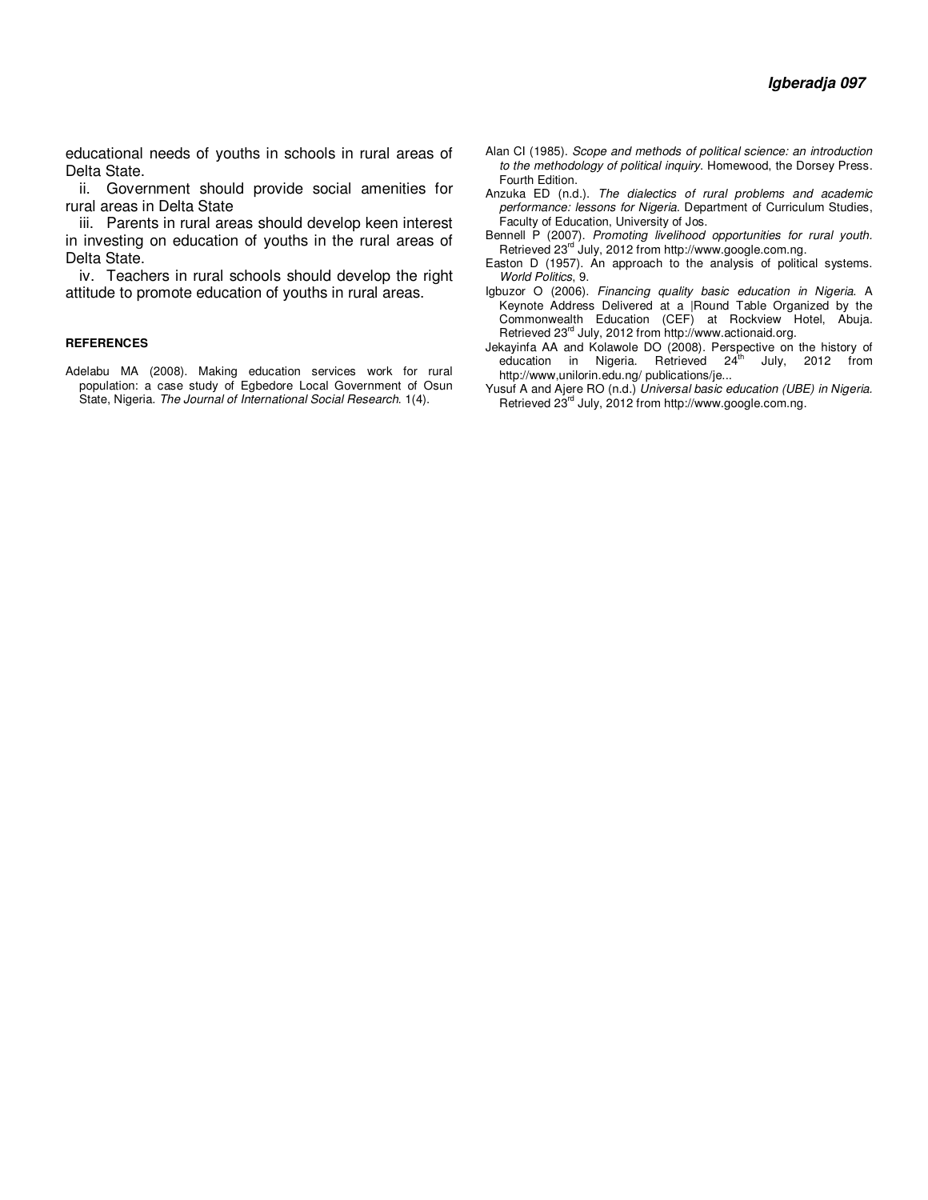educational needs of youths in schools in rural areas of Delta State.

ii. Government should provide social amenities for rural areas in Delta State

iii. Parents in rural areas should develop keen interest in investing on education of youths in the rural areas of Delta State.

iv. Teachers in rural schools should develop the right attitude to promote education of youths in rural areas.

## REFERENCES

Adelabu MA (2008). Making education services work for rural population: a case study of Egbedore Local Government of Osun State, Nigeria. *The Journal of International Social Research*. 1(4).

Alan CI (1985). *Scope and methods of political science: an introduction to the methodology of political inquiry*. Homewood, the Dorsey Press. Fourth Edition.

Anzuka ED (n.d.). *The dialectics of rural problems and academic performance: lessons for Nigeria*. Department of Curriculum Studies, Faculty of Education, University of Jos.

Bennell P (2007). *Promoting livelihood opportunities for rural youth.* Retrieved 23rd July, 2012 from http://www.google.com.ng.

Easton D (1957). An approach to the analysis of political systems. *World Politics*, 9.

Igbuzor O (2006). *Financing quality basic education in Nigeria*. A Keynote Address Delivered at a |Round Table Organized by the Commonwealth Education (CEF) at Rockview Hotel, Abuja. Retrieved 23rd July, 2012 from http://www.actionaid.org.

Jekayinfa AA and Kolawole DO (2008). Perspective on the history of education in Nigeria. Retrieved 24th July, 2012 from http://www,unilorin.edu.ng/ publications/je...

Yusuf A and Ajere RO (n.d.) *Universal basic education (UBE) in Nigeria.* Retrieved 23rd July, 2012 from http://www.google.com.ng.